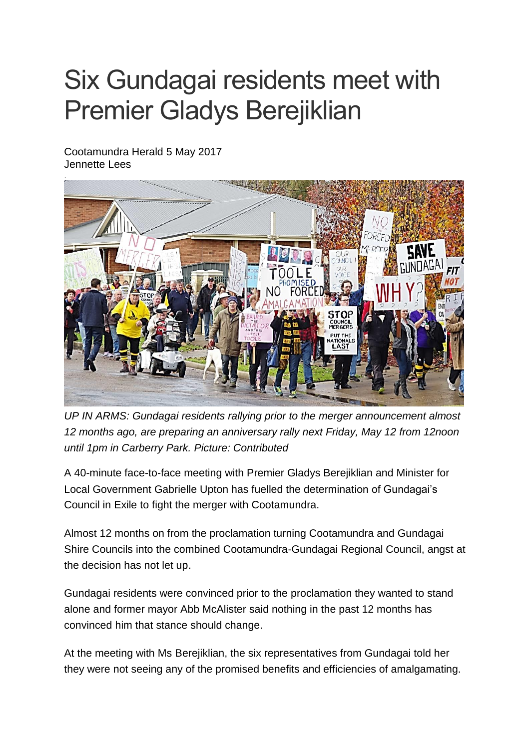# Six Gundagai residents meet with Premier Gladys Berejiklian

Cootamundra Herald 5 May 2017
Jennette Lees

*UP IN ARMS: Gundagai residents rallying prior to the merger announcement almost 12 months ago, are preparing an anniversary rally next Friday, May 12 from 12noon until 1pm in Carberry Park. Picture: Contributed*

A 40-minute face-to-face meeting with Premier Gladys Berejiklian and Minister for Local Government Gabrielle Upton has fuelled the determination of Gundagai's Council in Exile to fight the merger with Cootamundra.

Almost 12 months on from the proclamation turning Cootamundra and Gundagai Shire Councils into the combined Cootamundra-Gundagai Regional Council, angst at the decision has not let up.

Gundagai residents were convinced prior to the proclamation they wanted to stand alone and former mayor Abb McAlister said nothing in the past 12 months has convinced him that stance should change.

At the meeting with Ms Berejiklian, the six representatives from Gundagai told her they were not seeing any of the promised benefits and efficiencies of amalgamating.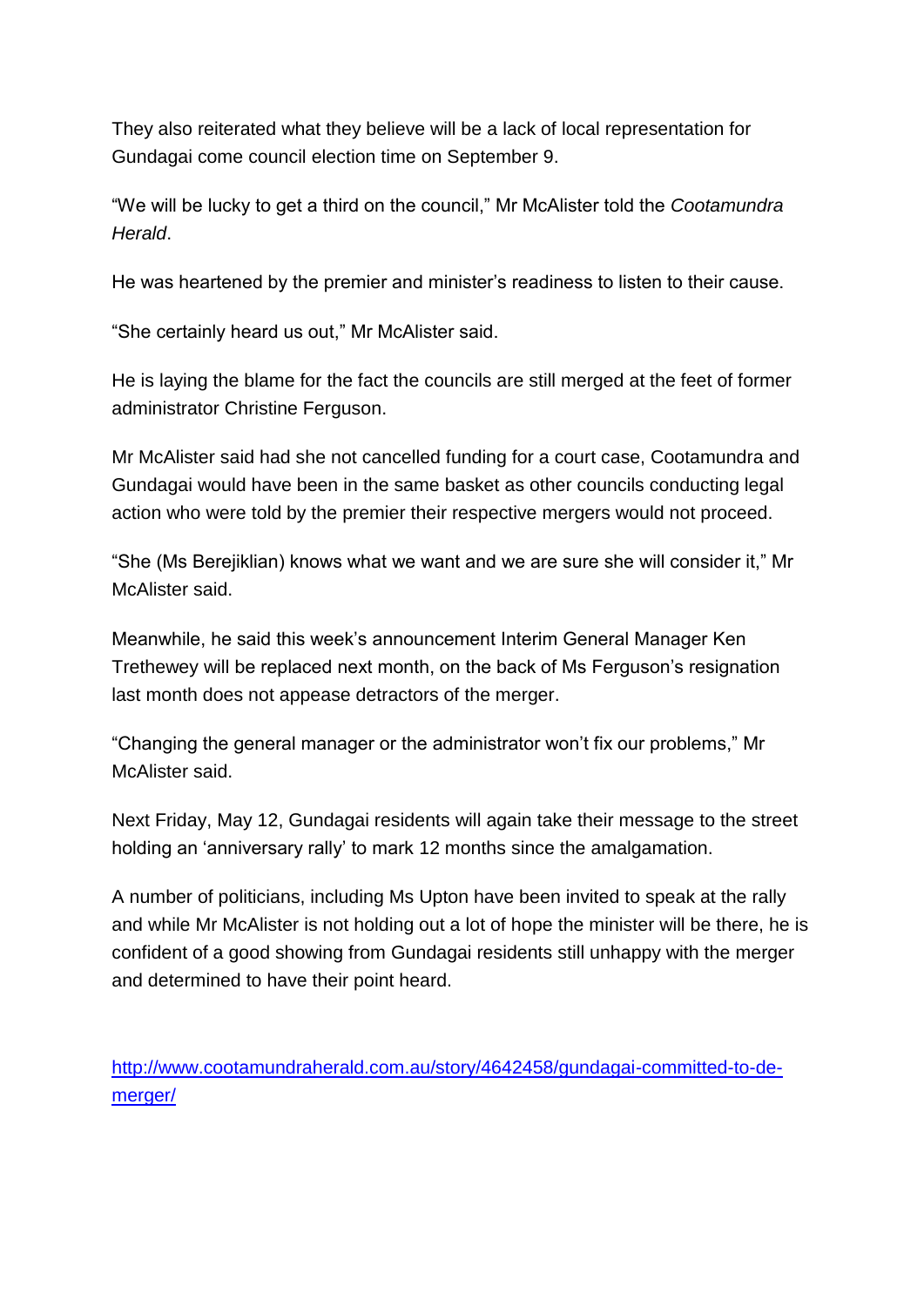They also reiterated what they believe will be a lack of local representation for Gundagai come council election time on September 9.

“We will be lucky to get a third on the council,” Mr McAlister told the *Cootamundra Herald*.

He was heartened by the premier and minister’s readiness to listen to their cause.

“She certainly heard us out,” Mr McAlister said.

He is laying the blame for the fact the councils are still merged at the feet of former administrator Christine Ferguson.

Mr McAlister said had she not cancelled funding for a court case, Cootamundra and Gundagai would have been in the same basket as other councils conducting legal action who were told by the premier their respective mergers would not proceed.

“She (Ms Berejiklian) knows what we want and we are sure she will consider it,” Mr McAlister said.

Meanwhile, he said this week’s announcement Interim General Manager Ken Trethewey will be replaced next month, on the back of Ms Ferguson’s resignation last month does not appease detractors of the merger.

“Changing the general manager or the administrator won’t fix our problems,” Mr McAlister said.

Next Friday, May 12, Gundagai residents will again take their message to the street holding an ‘anniversary rally’ to mark 12 months since the amalgamation.

A number of politicians, including Ms Upton have been invited to speak at the rally and while Mr McAlister is not holding out a lot of hope the minister will be there, he is confident of a good showing from Gundagai residents still unhappy with the merger and determined to have their point heard.

[http://www.cootamundraherald.com.au/story/4642458/gundagai-committed-to-de-merger/](http://www.cootamundraherald.com.au/story/4642458/gundagai-committed-to-de-merger/)